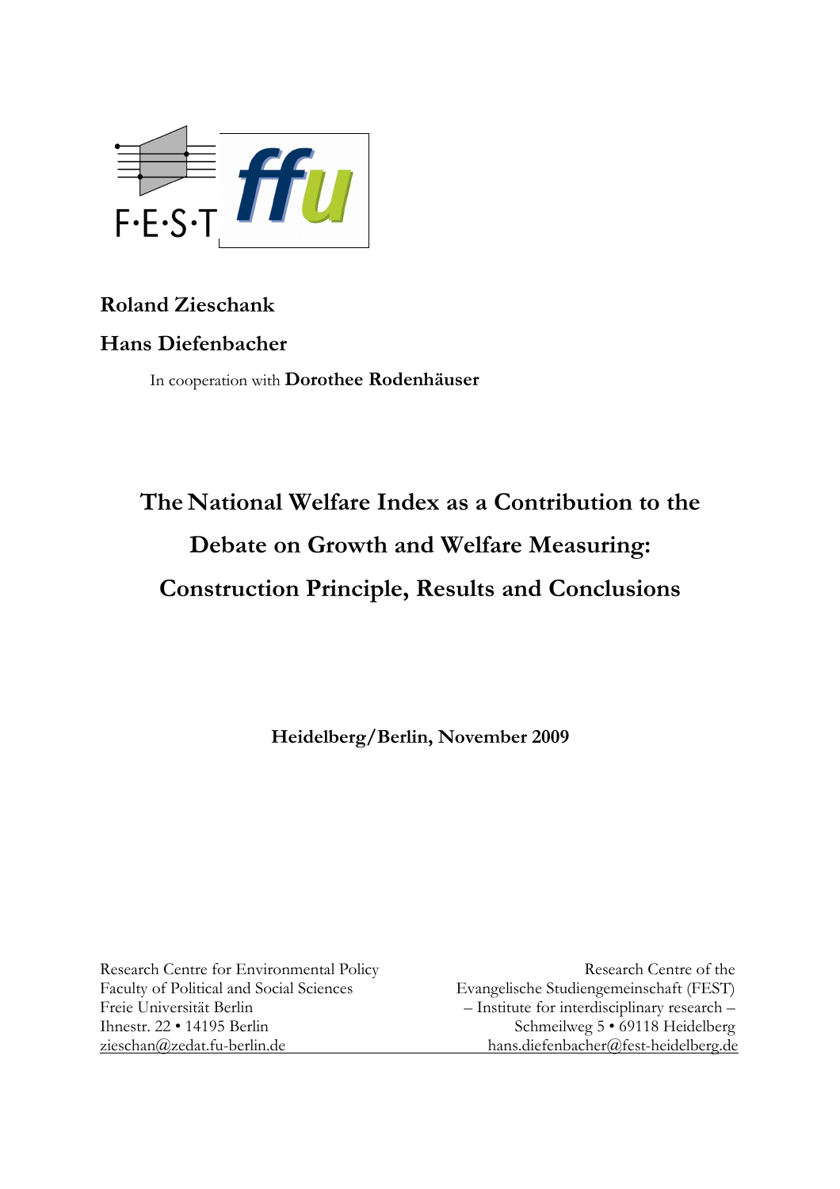**Roland Zieschank**

**Hans Diefenbacher**

In cooperation with **Dorothee Rodenhäuser**

# The National Welfare Index as a Contribution to the Debate on Growth and Welfare Measuring: Construction Principle, Results and Conclusions

**Heidelberg/Berlin, November 2009**

Research Centre for Environmental Policy
Faculty of Political and Social Sciences
Freie Universität Berlin
Ihnestr. 22 • 14195 Berlin
zieschan@zedat.fu-berlin.de

Research Centre of the
Evangelische Studiengemeinschaft (FEST)
– Institute for interdisciplinary research –
Schmeilweg 5 • 69118 Heidelberg
hans.diefenbacher@fest-heidelberg.de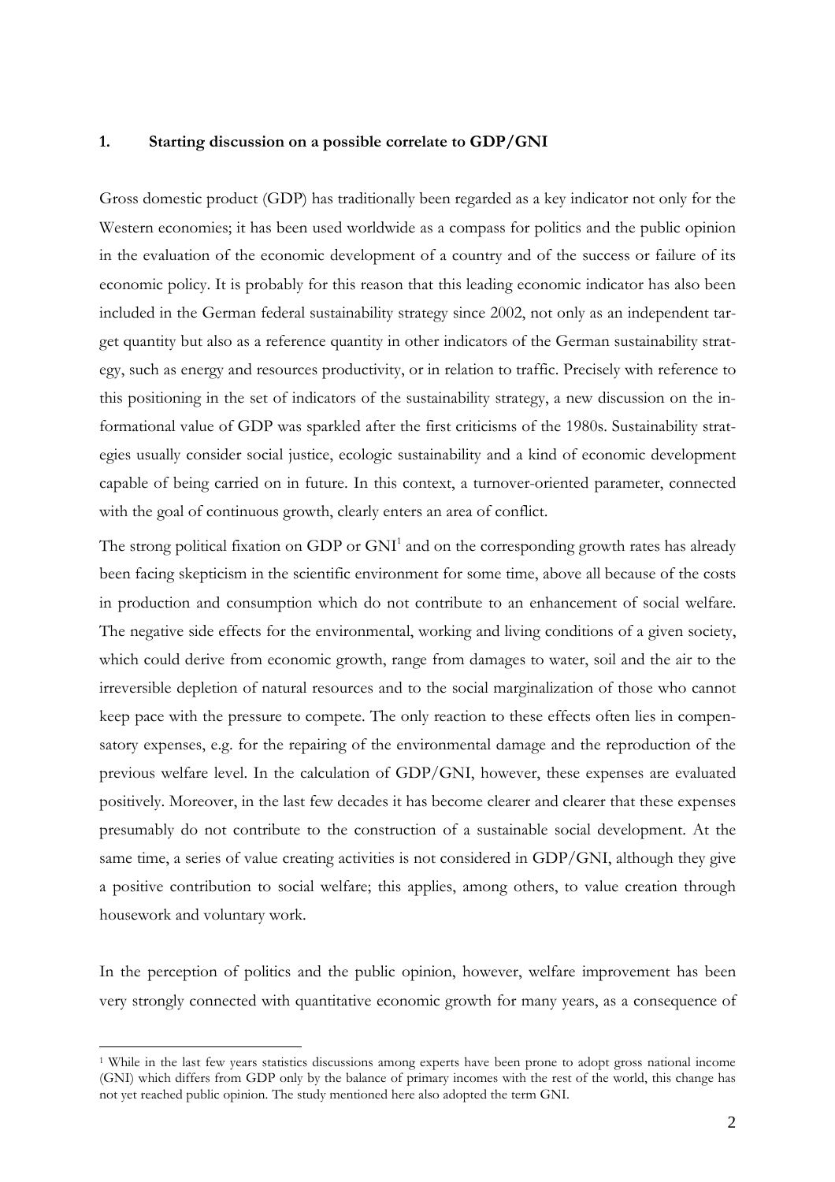## 1. Starting discussion on a possible correlate to GDP/GNI

Gross domestic product (GDP) has traditionally been regarded as a key indicator not only for the Western economies; it has been used worldwide as a compass for politics and the public opinion in the evaluation of the economic development of a country and of the success or failure of its economic policy. It is probably for this reason that this leading economic indicator has also been included in the German federal sustainability strategy since 2002, not only as an independent target quantity but also as a reference quantity in other indicators of the German sustainability strategy, such as energy and resources productivity, or in relation to traffic. Precisely with reference to this positioning in the set of indicators of the sustainability strategy, a new discussion on the informational value of GDP was sparkled after the first criticisms of the 1980s. Sustainability strategies usually consider social justice, ecologic sustainability and a kind of economic development capable of being carried on in future. In this context, a turnover-oriented parameter, connected with the goal of continuous growth, clearly enters an area of conflict.

The strong political fixation on GDP or GNI[1] and on the corresponding growth rates has already been facing skepticism in the scientific environment for some time, above all because of the costs in production and consumption which do not contribute to an enhancement of social welfare. The negative side effects for the environmental, working and living conditions of a given society, which could derive from economic growth, range from damages to water, soil and the air to the irreversible depletion of natural resources and to the social marginalization of those who cannot keep pace with the pressure to compete. The only reaction to these effects often lies in compensatory expenses, e.g. for the repairing of the environmental damage and the reproduction of the previous welfare level. In the calculation of GDP/GNI, however, these expenses are evaluated positively. Moreover, in the last few decades it has become clearer and clearer that these expenses presumably do not contribute to the construction of a sustainable social development. At the same time, a series of value creating activities is not considered in GDP/GNI, although they give a positive contribution to social welfare; this applies, among others, to value creation through housework and voluntary work.

In the perception of politics and the public opinion, however, welfare improvement has been very strongly connected with quantitative economic growth for many years, as a consequence of

[1] While in the last few years statistics discussions among experts have been prone to adopt gross national income (GNI) which differs from GDP only by the balance of primary incomes with the rest of the world, this change has not yet reached public opinion. The study mentioned here also adopted the term GNI.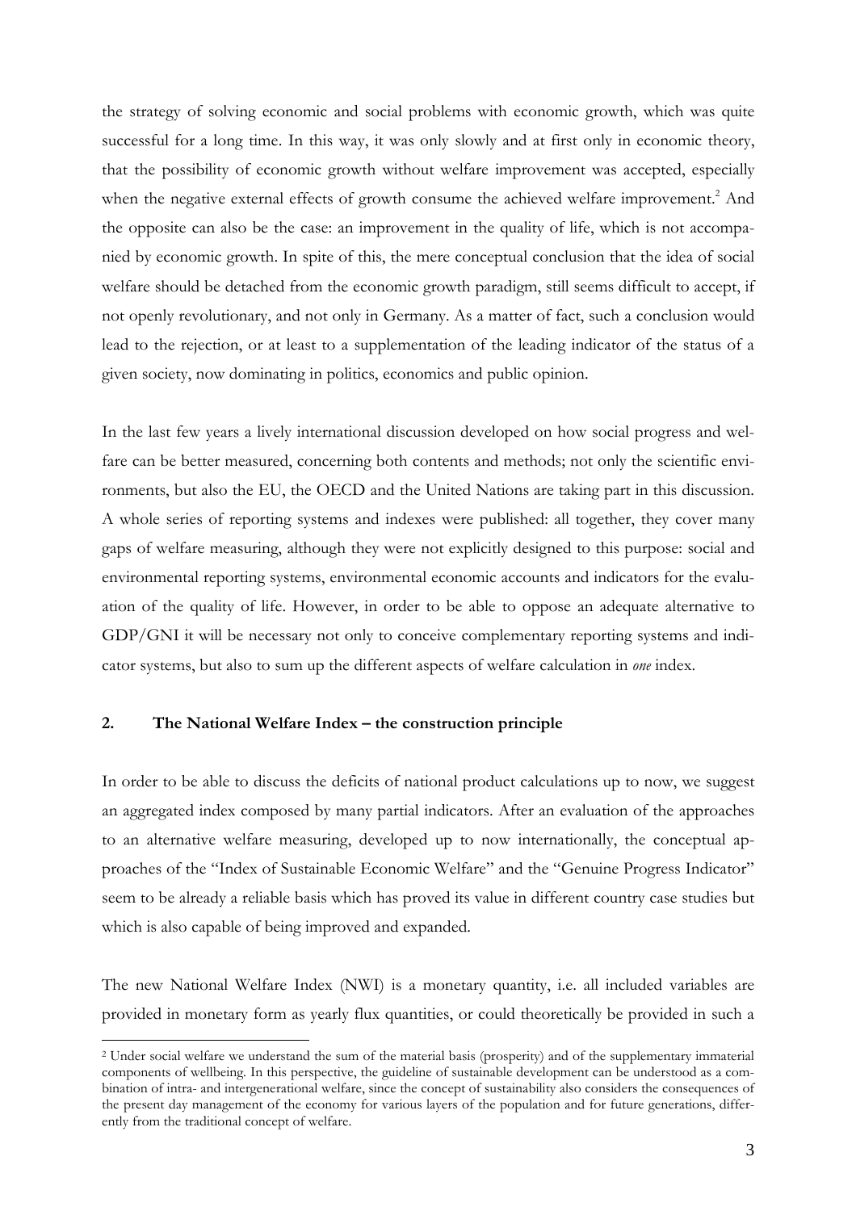the strategy of solving economic and social problems with economic growth, which was quite successful for a long time. In this way, it was only slowly and at first only in economic theory, that the possibility of economic growth without welfare improvement was accepted, especially when the negative external effects of growth consume the achieved welfare improvement.[2] And the opposite can also be the case: an improvement in the quality of life, which is not accompanied by economic growth. In spite of this, the mere conceptual conclusion that the idea of social welfare should be detached from the economic growth paradigm, still seems difficult to accept, if not openly revolutionary, and not only in Germany. As a matter of fact, such a conclusion would lead to the rejection, or at least to a supplementation of the leading indicator of the status of a given society, now dominating in politics, economics and public opinion.

In the last few years a lively international discussion developed on how social progress and welfare can be better measured, concerning both contents and methods; not only the scientific environments, but also the EU, the OECD and the United Nations are taking part in this discussion. A whole series of reporting systems and indexes were published: all together, they cover many gaps of welfare measuring, although they were not explicitly designed to this purpose: social and environmental reporting systems, environmental economic accounts and indicators for the evaluation of the quality of life. However, in order to be able to oppose an adequate alternative to GDP/GNI it will be necessary not only to conceive complementary reporting systems and indicator systems, but also to sum up the different aspects of welfare calculation in *one* index.

## 2. The National Welfare Index – the construction principle

In order to be able to discuss the deficits of national product calculations up to now, we suggest an aggregated index composed by many partial indicators. After an evaluation of the approaches to an alternative welfare measuring, developed up to now internationally, the conceptual approaches of the "Index of Sustainable Economic Welfare" and the "Genuine Progress Indicator" seem to be already a reliable basis which has proved its value in different country case studies but which is also capable of being improved and expanded.

The new National Welfare Index (NWI) is a monetary quantity, i.e. all included variables are provided in monetary form as yearly flux quantities, or could theoretically be provided in such a

[2] Under social welfare we understand the sum of the material basis (prosperity) and of the supplementary immaterial components of wellbeing. In this perspective, the guideline of sustainable development can be understood as a combination of intra- and intergenerational welfare, since the concept of sustainability also considers the consequences of the present day management of the economy for various layers of the population and for future generations, differently from the traditional concept of welfare.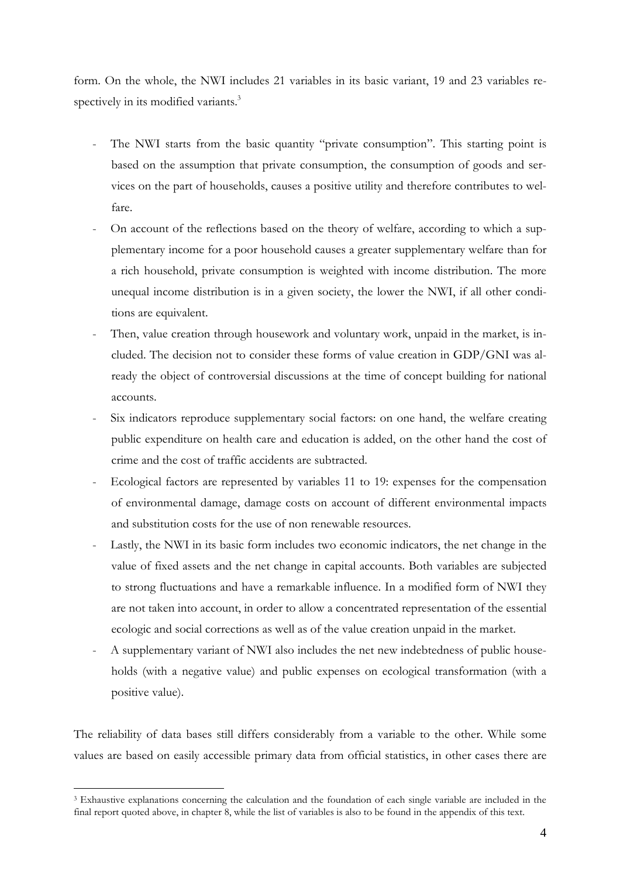form. On the whole, the NWI includes 21 variables in its basic variant, 19 and 23 variables respectively in its modified variants.[3]

- The NWI starts from the basic quantity "private consumption". This starting point is based on the assumption that private consumption, the consumption of goods and services on the part of households, causes a positive utility and therefore contributes to welfare.
- On account of the reflections based on the theory of welfare, according to which a supplementary income for a poor household causes a greater supplementary welfare than for a rich household, private consumption is weighted with income distribution. The more unequal income distribution is in a given society, the lower the NWI, if all other conditions are equivalent.
- Then, value creation through housework and voluntary work, unpaid in the market, is included. The decision not to consider these forms of value creation in GDP/GNI was already the object of controversial discussions at the time of concept building for national accounts.
- Six indicators reproduce supplementary social factors: on one hand, the welfare creating public expenditure on health care and education is added, on the other hand the cost of crime and the cost of traffic accidents are subtracted.
- Ecological factors are represented by variables 11 to 19: expenses for the compensation of environmental damage, damage costs on account of different environmental impacts and substitution costs for the use of non renewable resources.
- Lastly, the NWI in its basic form includes two economic indicators, the net change in the value of fixed assets and the net change in capital accounts. Both variables are subjected to strong fluctuations and have a remarkable influence. In a modified form of NWI they are not taken into account, in order to allow a concentrated representation of the essential ecologic and social corrections as well as of the value creation unpaid in the market.
- A supplementary variant of NWI also includes the net new indebtedness of public households (with a negative value) and public expenses on ecological transformation (with a positive value).

The reliability of data bases still differs considerably from a variable to the other. While some values are based on easily accessible primary data from official statistics, in other cases there are

[3] Exhaustive explanations concerning the calculation and the foundation of each single variable are included in the final report quoted above, in chapter 8, while the list of variables is also to be found in the appendix of this text.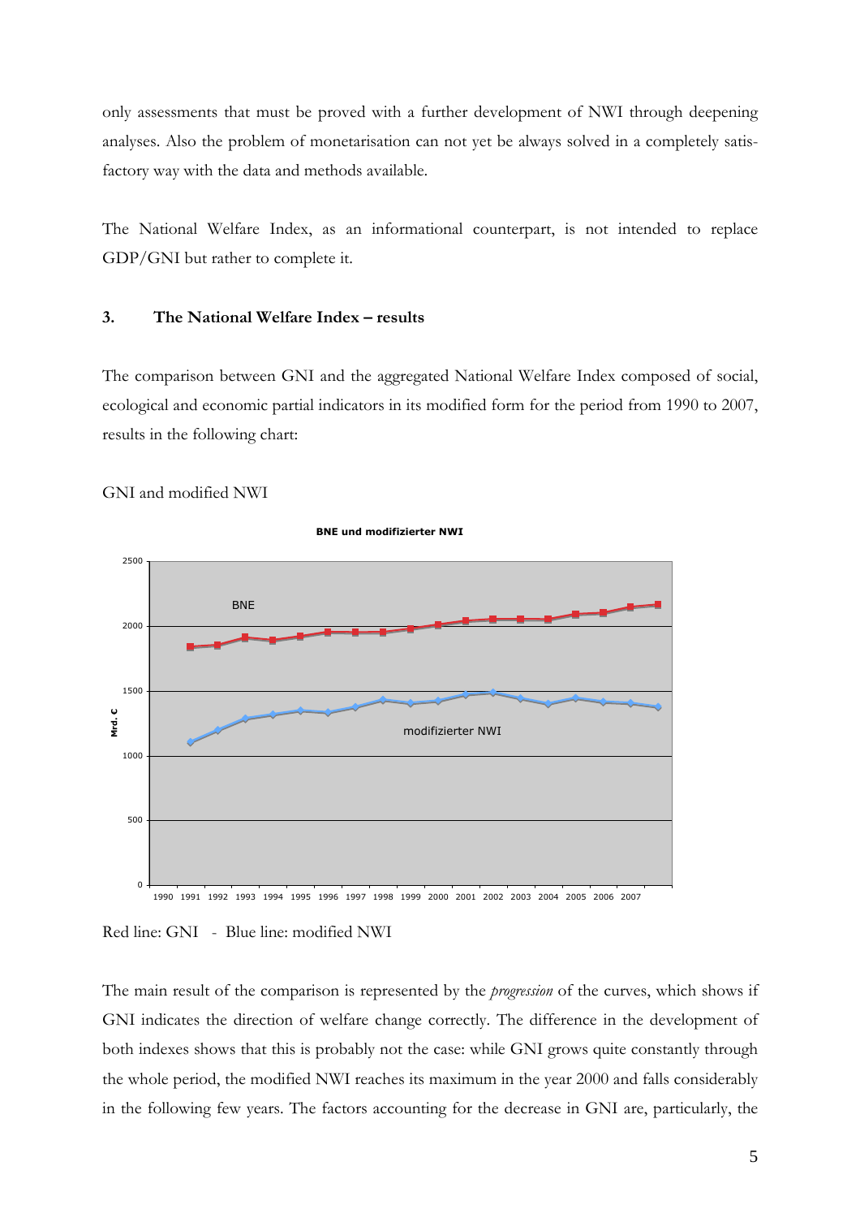only assessments that must be proved with a further development of NWI through deepening analyses. Also the problem of monetarisation can not yet be always solved in a completely satisfactory way with the data and methods available.

The National Welfare Index, as an informational counterpart, is not intended to replace GDP/GNI but rather to complete it.

### 3. The National Welfare Index – results

The comparison between GNI and the aggregated National Welfare Index composed of social, ecological and economic partial indicators in its modified form for the period from 1990 to 2007, results in the following chart:

GNI and modified NWI

Red line: GNI - Blue line: modified NWI

The main result of the comparison is represented by the *progression* of the curves, which shows if GNI indicates the direction of welfare change correctly. The difference in the development of both indexes shows that this is probably not the case: while GNI grows quite constantly through the whole period, the modified NWI reaches its maximum in the year 2000 and falls considerably in the following few years. The factors accounting for the decrease in GNI are, particularly, the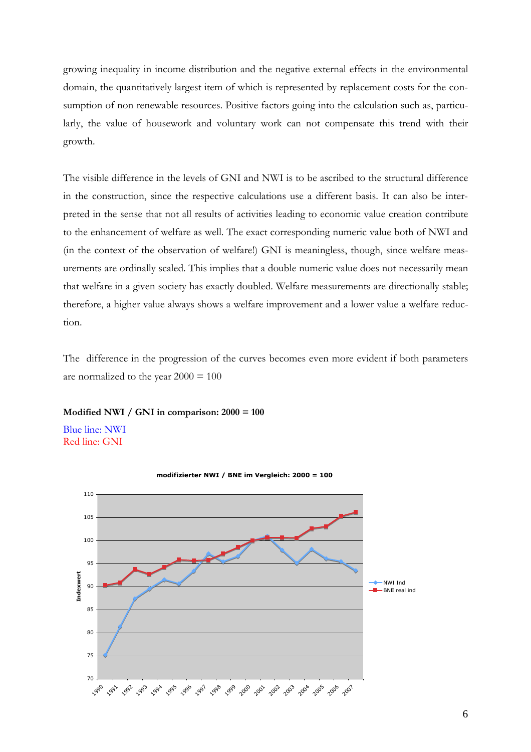growing inequality in income distribution and the negative external effects in the environmental domain, the quantitatively largest item of which is represented by replacement costs for the consumption of non renewable resources. Positive factors going into the calculation such as, particularly, the value of housework and voluntary work can not compensate this trend with their growth.

The visible difference in the levels of GNI and NWI is to be ascribed to the structural difference in the construction, since the respective calculations use a different basis. It can also be interpreted in the sense that not all results of activities leading to economic value creation contribute to the enhancement of welfare as well. The exact corresponding numeric value both of NWI and (in the context of the observation of welfare!) GNI is meaningless, though, since welfare measurements are ordinally scaled. This implies that a double numeric value does not necessarily mean that welfare in a given society has exactly doubled. Welfare measurements are directionally stable; therefore, a higher value always shows a welfare improvement and a lower value a welfare reduction.

The difference in the progression of the curves becomes even more evident if both parameters are normalized to the year 2000 = 100

**Modified NWI / GNI in comparison: 2000 = 100**

Blue line: NWI
Red line: GNI

modifizierter NWI / BNE im Vergleich: 2000 = 100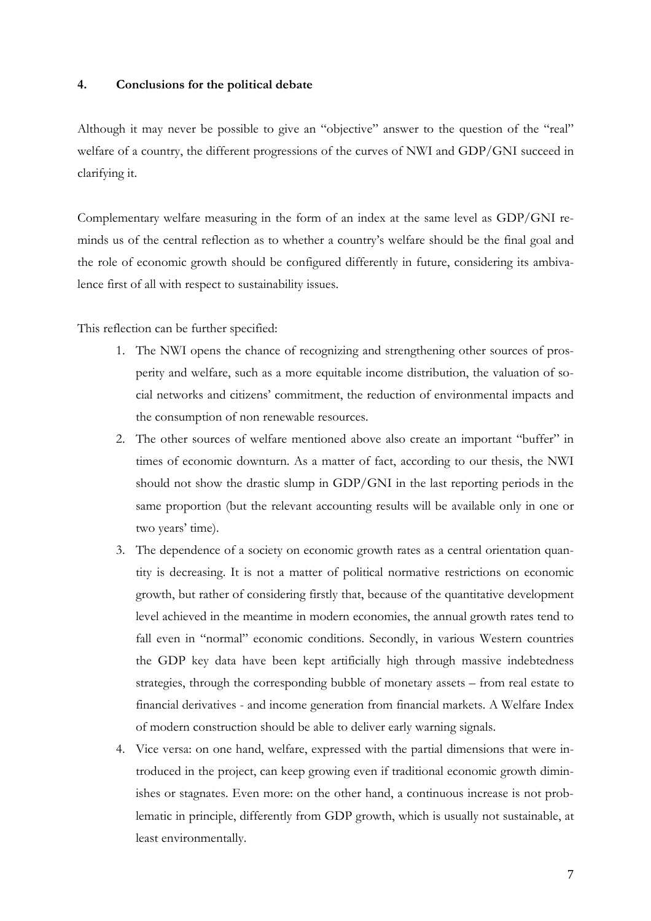## 4. Conclusions for the political debate

Although it may never be possible to give an "objective" answer to the question of the "real" welfare of a country, the different progressions of the curves of NWI and GDP/GNI succeed in clarifying it.

Complementary welfare measuring in the form of an index at the same level as GDP/GNI reminds us of the central reflection as to whether a country's welfare should be the final goal and the role of economic growth should be configured differently in future, considering its ambivalence first of all with respect to sustainability issues.

This reflection can be further specified:

1. The NWI opens the chance of recognizing and strengthening other sources of prosperity and welfare, such as a more equitable income distribution, the valuation of social networks and citizens' commitment, the reduction of environmental impacts and the consumption of non renewable resources.
2. The other sources of welfare mentioned above also create an important "buffer" in times of economic downturn. As a matter of fact, according to our thesis, the NWI should not show the drastic slump in GDP/GNI in the last reporting periods in the same proportion (but the relevant accounting results will be available only in one or two years' time).
3. The dependence of a society on economic growth rates as a central orientation quantity is decreasing. It is not a matter of political normative restrictions on economic growth, but rather of considering firstly that, because of the quantitative development level achieved in the meantime in modern economies, the annual growth rates tend to fall even in "normal" economic conditions. Secondly, in various Western countries the GDP key data have been kept artificially high through massive indebtedness strategies, through the corresponding bubble of monetary assets – from real estate to financial derivatives - and income generation from financial markets. A Welfare Index of modern construction should be able to deliver early warning signals.
4. Vice versa: on one hand, welfare, expressed with the partial dimensions that were introduced in the project, can keep growing even if traditional economic growth diminishes or stagnates. Even more: on the other hand, a continuous increase is not problematic in principle, differently from GDP growth, which is usually not sustainable, at least environmentally.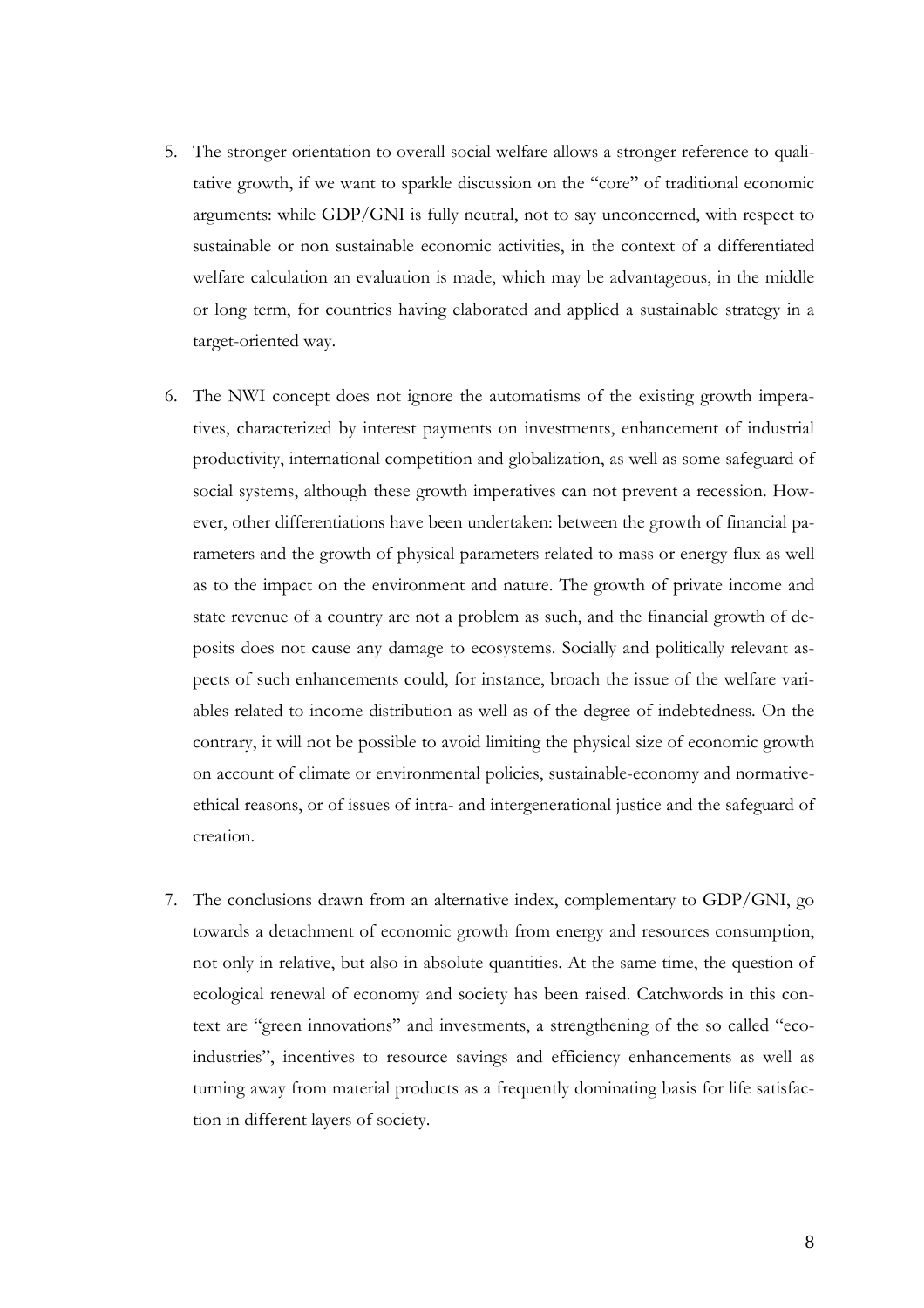5. The stronger orientation to overall social welfare allows a stronger reference to qualitative growth, if we want to sparkle discussion on the "core" of traditional economic arguments: while GDP/GNI is fully neutral, not to say unconcerned, with respect to sustainable or non sustainable economic activities, in the context of a differentiated welfare calculation an evaluation is made, which may be advantageous, in the middle or long term, for countries having elaborated and applied a sustainable strategy in a target-oriented way.

6. The NWI concept does not ignore the automatisms of the existing growth imperatives, characterized by interest payments on investments, enhancement of industrial productivity, international competition and globalization, as well as some safeguard of social systems, although these growth imperatives can not prevent a recession. However, other differentiations have been undertaken: between the growth of financial parameters and the growth of physical parameters related to mass or energy flux as well as to the impact on the environment and nature. The growth of private income and state revenue of a country are not a problem as such, and the financial growth of deposits does not cause any damage to ecosystems. Socially and politically relevant aspects of such enhancements could, for instance, broach the issue of the welfare variables related to income distribution as well as of the degree of indebtedness. On the contrary, it will not be possible to avoid limiting the physical size of economic growth on account of climate or environmental policies, sustainable-economy and normative-ethical reasons, or of issues of intra- and intergenerational justice and the safeguard of creation.

7. The conclusions drawn from an alternative index, complementary to GDP/GNI, go towards a detachment of economic growth from energy and resources consumption, not only in relative, but also in absolute quantities. At the same time, the question of ecological renewal of economy and society has been raised. Catchwords in this context are "green innovations" and investments, a strengthening of the so called "eco-industries", incentives to resource savings and efficiency enhancements as well as turning away from material products as a frequently dominating basis for life satisfaction in different layers of society.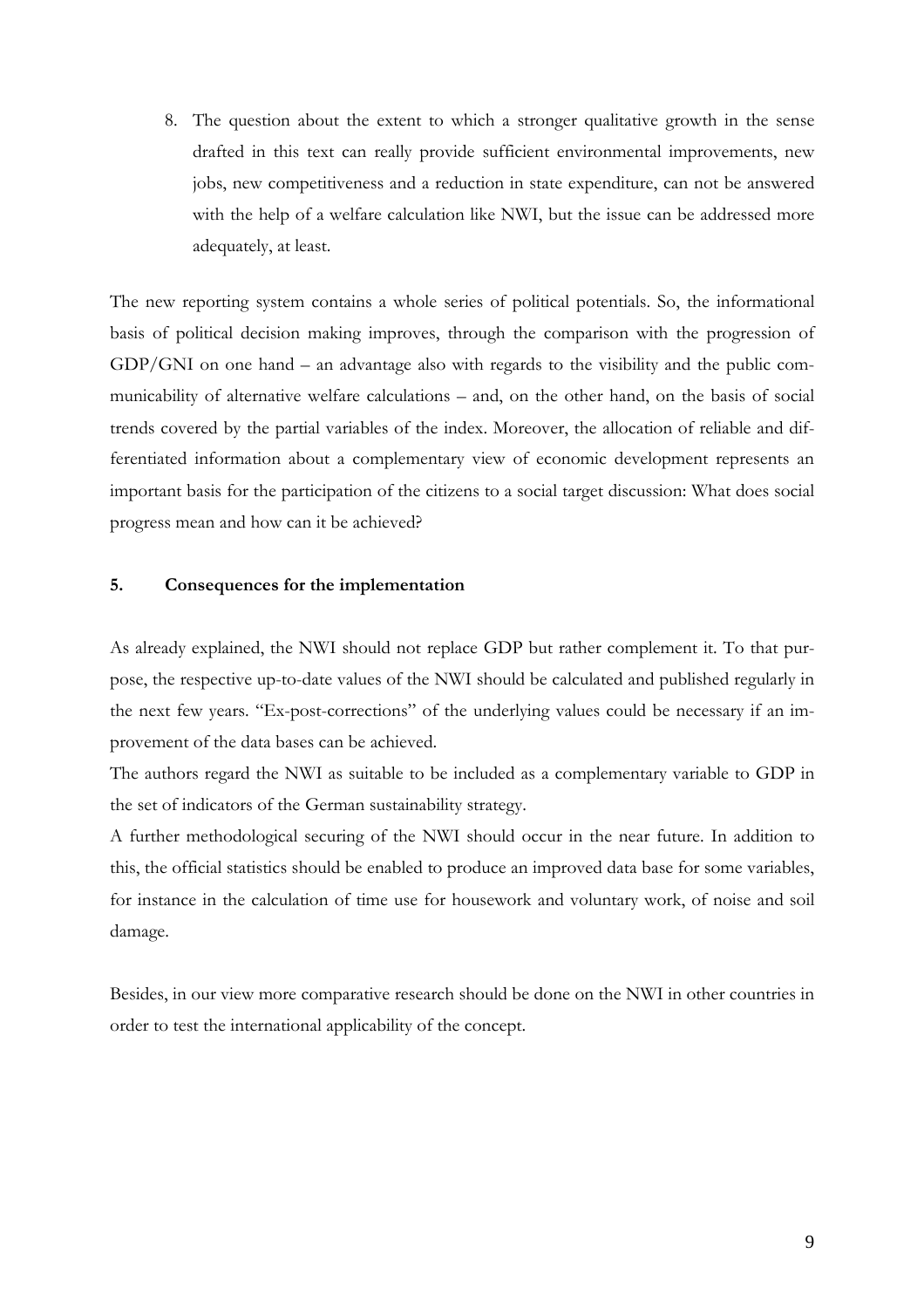8. The question about the extent to which a stronger qualitative growth in the sense drafted in this text can really provide sufficient environmental improvements, new jobs, new competitiveness and a reduction in state expenditure, can not be answered with the help of a welfare calculation like NWI, but the issue can be addressed more adequately, at least.

The new reporting system contains a whole series of political potentials. So, the informational basis of political decision making improves, through the comparison with the progression of GDP/GNI on one hand – an advantage also with regards to the visibility and the public communicability of alternative welfare calculations – and, on the other hand, on the basis of social trends covered by the partial variables of the index. Moreover, the allocation of reliable and differentiated information about a complementary view of economic development represents an important basis for the participation of the citizens to a social target discussion: What does social progress mean and how can it be achieved?

## 5. Consequences for the implementation

As already explained, the NWI should not replace GDP but rather complement it. To that purpose, the respective up-to-date values of the NWI should be calculated and published regularly in the next few years. "Ex-post-corrections" of the underlying values could be necessary if an improvement of the data bases can be achieved.

The authors regard the NWI as suitable to be included as a complementary variable to GDP in the set of indicators of the German sustainability strategy.

A further methodological securing of the NWI should occur in the near future. In addition to this, the official statistics should be enabled to produce an improved data base for some variables, for instance in the calculation of time use for housework and voluntary work, of noise and soil damage.

Besides, in our view more comparative research should be done on the NWI in other countries in order to test the international applicability of the concept.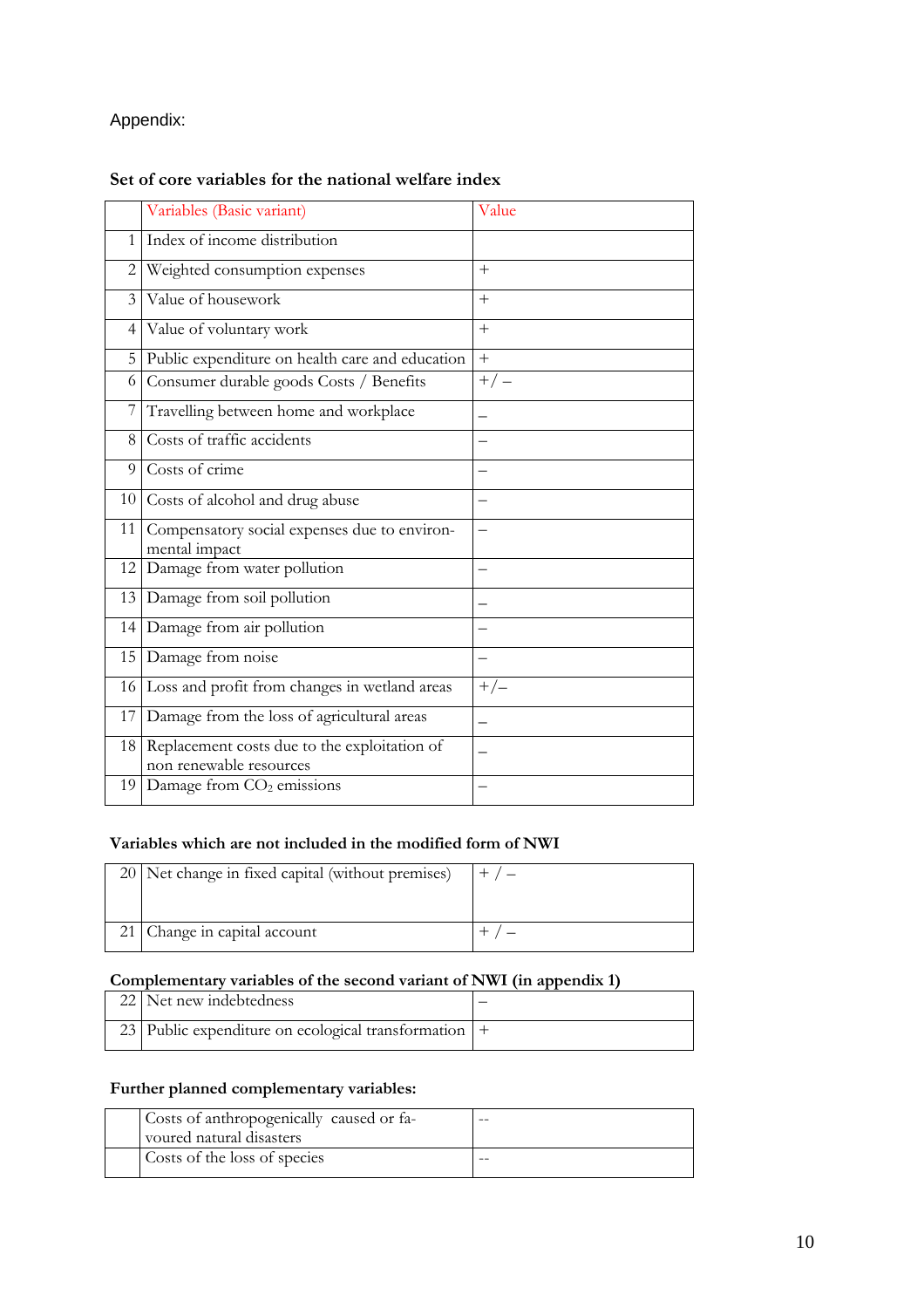Appendix:

**Set of core variables for the national welfare index**

| | Variables (Basic variant) | Value |
|---|---|---|
| 1 | Index of income distribution | |
| 2 | Weighted consumption expenses | + |
| 3 | Value of housework | + |
| 4 | Value of voluntary work | + |
| 5 | Public expenditure on health care and education | + |
| 6 | Consumer durable goods Costs / Benefits | +/ – |
| 7 | Travelling between home and workplace | – |
| 8 | Costs of traffic accidents | – |
| 9 | Costs of crime | – |
| 10 | Costs of alcohol and drug abuse | – |
| 11 | Compensatory social expenses due to environmental impact | – |
| 12 | Damage from water pollution | – |
| 13 | Damage from soil pollution | – |
| 14 | Damage from air pollution | – |
| 15 | Damage from noise | – |
| 16 | Loss and profit from changes in wetland areas | +/– |
| 17 | Damage from the loss of agricultural areas | – |
| 18 | Replacement costs due to the exploitation of non renewable resources | – |
| 19 | Damage from $CO_2$ emissions | – |

**Variables which are not included in the modified form of NWI**

| | | |
|---|---|---|
| 20 | Net change in fixed capital (without premises) | + / – |
| 21 | Change in capital account | + / – |

**Complementary variables of the second variant of NWI (in appendix 1)**

| | | |
|---|---|---|
| 22 | Net new indebtedness | – |
| 23 | Public expenditure on ecological transformation | + |

**Further planned complementary variables:**

| | | |
|---|---|---|
| | Costs of anthropogenically caused or favoured natural disasters | -- |
| | Costs of the loss of species | -- |